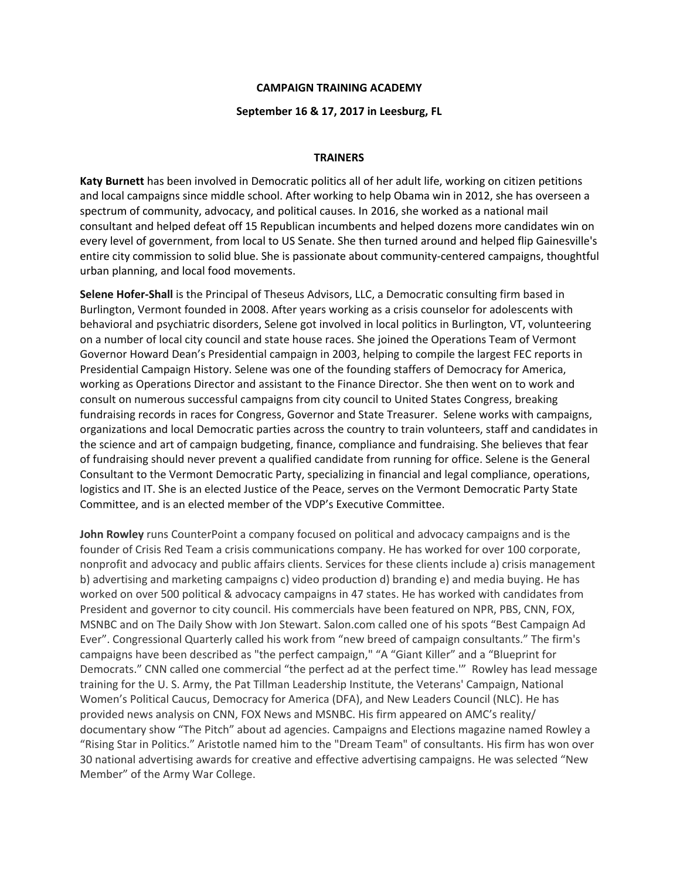**CAMPAIGN TRAINING ACADEMY**

**September 16 & 17, 2017 in Leesburg, FL**

**TRAINERS**

**Katy Burnett** has been involved in Democratic politics all of her adult life, working on citizen petitions and local campaigns since middle school. After working to help Obama win in 2012, she has overseen a spectrum of community, advocacy, and political causes. In 2016, she worked as a national mail consultant and helped defeat off 15 Republican incumbents and helped dozens more candidates win on every level of government, from local to US Senate. She then turned around and helped flip Gainesville's entire city commission to solid blue. She is passionate about community-centered campaigns, thoughtful urban planning, and local food movements.

**Selene Hofer-Shall** is the Principal of Theseus Advisors, LLC, a Democratic consulting firm based in Burlington, Vermont founded in 2008. After years working as a crisis counselor for adolescents with behavioral and psychiatric disorders, Selene got involved in local politics in Burlington, VT, volunteering on a number of local city council and state house races. She joined the Operations Team of Vermont Governor Howard Dean's Presidential campaign in 2003, helping to compile the largest FEC reports in Presidential Campaign History. Selene was one of the founding staffers of Democracy for America, working as Operations Director and assistant to the Finance Director. She then went on to work and consult on numerous successful campaigns from city council to United States Congress, breaking fundraising records in races for Congress, Governor and State Treasurer. Selene works with campaigns, organizations and local Democratic parties across the country to train volunteers, staff and candidates in the science and art of campaign budgeting, finance, compliance and fundraising. She believes that fear of fundraising should never prevent a qualified candidate from running for office. Selene is the General Consultant to the Vermont Democratic Party, specializing in financial and legal compliance, operations, logistics and IT. She is an elected Justice of the Peace, serves on the Vermont Democratic Party State Committee, and is an elected member of the VDP's Executive Committee.

**John Rowley** runs CounterPoint a company focused on political and advocacy campaigns and is the founder of Crisis Red Team a crisis communications company. He has worked for over 100 corporate, nonprofit and advocacy and public affairs clients. Services for these clients include a) crisis management b) advertising and marketing campaigns c) video production d) branding e) and media buying. He has worked on over 500 political & advocacy campaigns in 47 states. He has worked with candidates from President and governor to city council. His commercials have been featured on NPR, PBS, CNN, FOX, MSNBC and on The Daily Show with Jon Stewart. Salon.com called one of his spots "Best Campaign Ad Ever". Congressional Quarterly called his work from "new breed of campaign consultants." The firm's campaigns have been described as "the perfect campaign," "A "Giant Killer" and a "Blueprint for Democrats." CNN called one commercial "the perfect ad at the perfect time.'" Rowley has lead message training for the U. S. Army, the Pat Tillman Leadership Institute, the Veterans' Campaign, National Women's Political Caucus, Democracy for America (DFA), and New Leaders Council (NLC). He has provided news analysis on CNN, FOX News and MSNBC. His firm appeared on AMC's reality/ documentary show "The Pitch" about ad agencies. Campaigns and Elections magazine named Rowley a "Rising Star in Politics." Aristotle named him to the "Dream Team" of consultants. His firm has won over 30 national advertising awards for creative and effective advertising campaigns. He was selected "New Member" of the Army War College.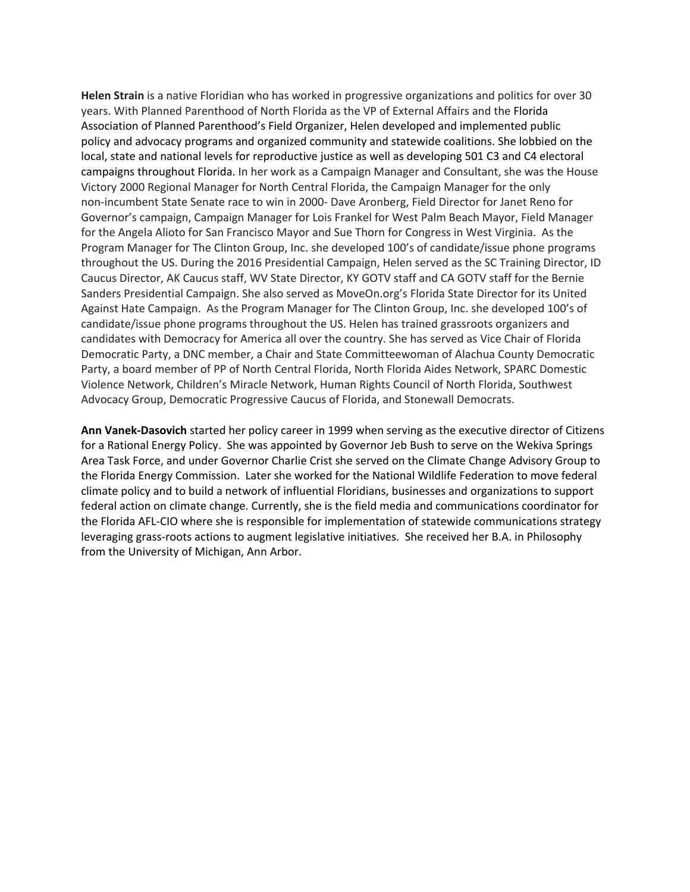**Helen Strain** is a native Floridian who has worked in progressive organizations and politics for over 30 years. With Planned Parenthood of North Florida as the VP of External Affairs and the Florida Association of Planned Parenthood's Field Organizer, Helen developed and implemented public policy and advocacy programs and organized community and statewide coalitions. She lobbied on the local, state and national levels for reproductive justice as well as developing 501 C3 and C4 electoral campaigns throughout Florida. In her work as a Campaign Manager and Consultant, she was the House Victory 2000 Regional Manager for North Central Florida, the Campaign Manager for the only non-incumbent State Senate race to win in 2000- Dave Aronberg, Field Director for Janet Reno for Governor's campaign, Campaign Manager for Lois Frankel for West Palm Beach Mayor, Field Manager for the Angela Alioto for San Francisco Mayor and Sue Thorn for Congress in West Virginia. As the Program Manager for The Clinton Group, Inc. she developed 100's of candidate/issue phone programs throughout the US. During the 2016 Presidential Campaign, Helen served as the SC Training Director, ID Caucus Director, AK Caucus staff, WV State Director, KY GOTV staff and CA GOTV staff for the Bernie Sanders Presidential Campaign. She also served as MoveOn.org's Florida State Director for its United Against Hate Campaign. As the Program Manager for The Clinton Group, Inc. she developed 100's of candidate/issue phone programs throughout the US. Helen has trained grassroots organizers and candidates with Democracy for America all over the country. She has served as Vice Chair of Florida Democratic Party, a DNC member, a Chair and State Committeewoman of Alachua County Democratic Party, a board member of PP of North Central Florida, North Florida Aides Network, SPARC Domestic Violence Network, Children's Miracle Network, Human Rights Council of North Florida, Southwest Advocacy Group, Democratic Progressive Caucus of Florida, and Stonewall Democrats.

**Ann Vanek-Dasovich** started her policy career in 1999 when serving as the executive director of Citizens for a Rational Energy Policy. She was appointed by Governor Jeb Bush to serve on the Wekiva Springs Area Task Force, and under Governor Charlie Crist she served on the Climate Change Advisory Group to the Florida Energy Commission. Later she worked for the National Wildlife Federation to move federal climate policy and to build a network of influential Floridians, businesses and organizations to support federal action on climate change. Currently, she is the field media and communications coordinator for the Florida AFL-CIO where she is responsible for implementation of statewide communications strategy leveraging grass-roots actions to augment legislative initiatives. She received her B.A. in Philosophy from the University of Michigan, Ann Arbor.